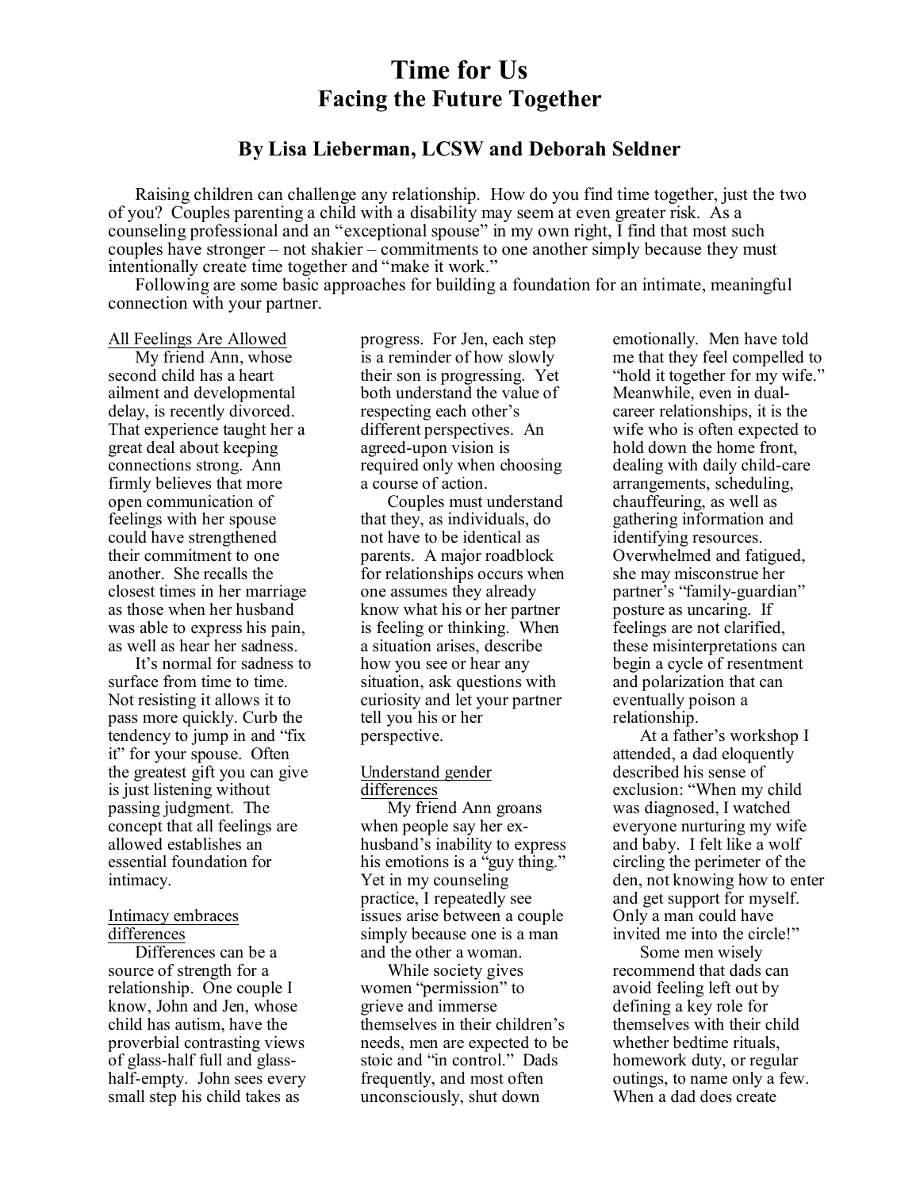# Time for Us
## Facing the Future Together

### By Lisa Lieberman, LCSW and Deborah Seldner

Raising children can challenge any relationship. How do you find time together, just the two of you? Couples parenting a child with a disability may seem at even greater risk. As a counseling professional and an "exceptional spouse" in my own right, I find that most such couples have stronger – not shakier – commitments to one another simply because they must intentionally create time together and "make it work."

Following are some basic approaches for building a foundation for an intimate, meaningful connection with your partner.

<u>All Feelings Are Allowed</u>

My friend Ann, whose second child has a heart ailment and developmental delay, is recently divorced. That experience taught her a great deal about keeping connections strong. Ann firmly believes that more open communication of feelings with her spouse could have strengthened their commitment to one another. She recalls the closest times in her marriage as those when her husband was able to express his pain, as well as hear her sadness.

It's normal for sadness to surface from time to time. Not resisting it allows it to pass more quickly. Curb the tendency to jump in and "fix it" for your spouse. Often the greatest gift you can give is just listening without passing judgment. The concept that all feelings are allowed establishes an essential foundation for intimacy.

<u>Intimacy embraces differences</u>

Differences can be a source of strength for a relationship. One couple I know, John and Jen, whose child has autism, have the proverbial contrasting views of glass-half full and glass-half-empty. John sees every small step his child takes as progress. For Jen, each step is a reminder of how slowly their son is progressing. Yet both understand the value of respecting each other's different perspectives. An agreed-upon vision is required only when choosing a course of action.

Couples must understand that they, as individuals, do not have to be identical as parents. A major roadblock for relationships occurs when one assumes they already know what his or her partner is feeling or thinking. When a situation arises, describe how you see or hear any situation, ask questions with curiosity and let your partner tell you his or her perspective.

<u>Understand gender differences</u>

My friend Ann groans when people say her ex-husband's inability to express his emotions is a "guy thing." Yet in my counseling practice, I repeatedly see issues arise between a couple simply because one is a man and the other a woman.

While society gives women "permission" to grieve and immerse themselves in their children's needs, men are expected to be stoic and "in control." Dads frequently, and most often unconsciously, shut down emotionally. Men have told me that they feel compelled to "hold it together for my wife." Meanwhile, even in dual-career relationships, it is the wife who is often expected to hold down the home front, dealing with daily child-care arrangements, scheduling, chauffeuring, as well as gathering information and identifying resources. Overwhelmed and fatigued, she may misconstrue her partner's "family-guardian" posture as uncaring. If feelings are not clarified, these misinterpretations can begin a cycle of resentment and polarization that can eventually poison a relationship.

At a father's workshop I attended, a dad eloquently described his sense of exclusion: "When my child was diagnosed, I watched everyone nurturing my wife and baby. I felt like a wolf circling the perimeter of the den, not knowing how to enter and get support for myself. Only a man could have invited me into the circle!"

Some men wisely recommend that dads can avoid feeling left out by defining a key role for themselves with their child whether bedtime rituals, homework duty, or regular outings, to name only a few. When a dad does create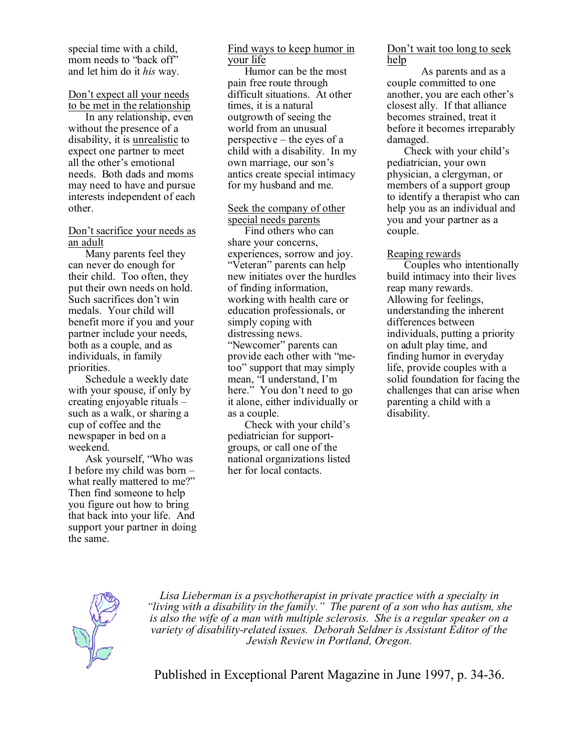special time with a child, mom needs to "back off" and let him do it *his* way.

Don't expect all your needs to be met in the relationship

In any relationship, even without the presence of a disability, it is unrealistic to expect one partner to meet all the other's emotional needs. Both dads and moms may need to have and pursue interests independent of each other.

Don't sacrifice your needs as an adult

Many parents feel they can never do enough for their child. Too often, they put their own needs on hold. Such sacrifices don't win medals. Your child will benefit more if you and your partner include your needs, both as a couple, and as individuals, in family priorities.

Schedule a weekly date with your spouse, if only by creating enjoyable rituals – such as a walk, or sharing a cup of coffee and the newspaper in bed on a weekend.

Ask yourself, "Who was I before my child was born – what really mattered to me?" Then find someone to help you figure out how to bring that back into your life. And support your partner in doing the same.

Find ways to keep humor in your life

Humor can be the most pain free route through difficult situations. At other times, it is a natural outgrowth of seeing the world from an unusual perspective – the eyes of a child with a disability. In my own marriage, our son's antics create special intimacy for my husband and me.

Seek the company of other special needs parents

Find others who can share your concerns, experiences, sorrow and joy. "Veteran" parents can help new initiates over the hurdles of finding information, working with health care or education professionals, or simply coping with distressing news. "Newcomer" parents can provide each other with "me-too" support that may simply mean, "I understand, I'm here." You don't need to go it alone, either individually or as a couple.

Check with your child's pediatrician for support-groups, or call one of the national organizations listed her for local contacts.

Don't wait too long to seek help

As parents and as a couple committed to one another, you are each other's closest ally. If that alliance becomes strained, treat it before it becomes irreparably damaged.

Check with your child's pediatrician, your own physician, a clergyman, or members of a support group to identify a therapist who can help you as an individual and you and your partner as a couple.

Reaping rewards

Couples who intentionally build intimacy into their lives reap many rewards. Allowing for feelings, understanding the inherent differences between individuals, putting a priority on adult play time, and finding humor in everyday life, provide couples with a solid foundation for facing the challenges that can arise when parenting a child with a disability.

*Lisa Lieberman is a psychotherapist in private practice with a specialty in "living with a disability in the family." The parent of a son who has autism, she is also the wife of a man with multiple sclerosis. She is a regular speaker on a variety of disability-related issues. Deborah Seldner is Assistant Editor of the Jewish Review in Portland, Oregon.*

Published in Exceptional Parent Magazine in June 1997, p. 34-36.